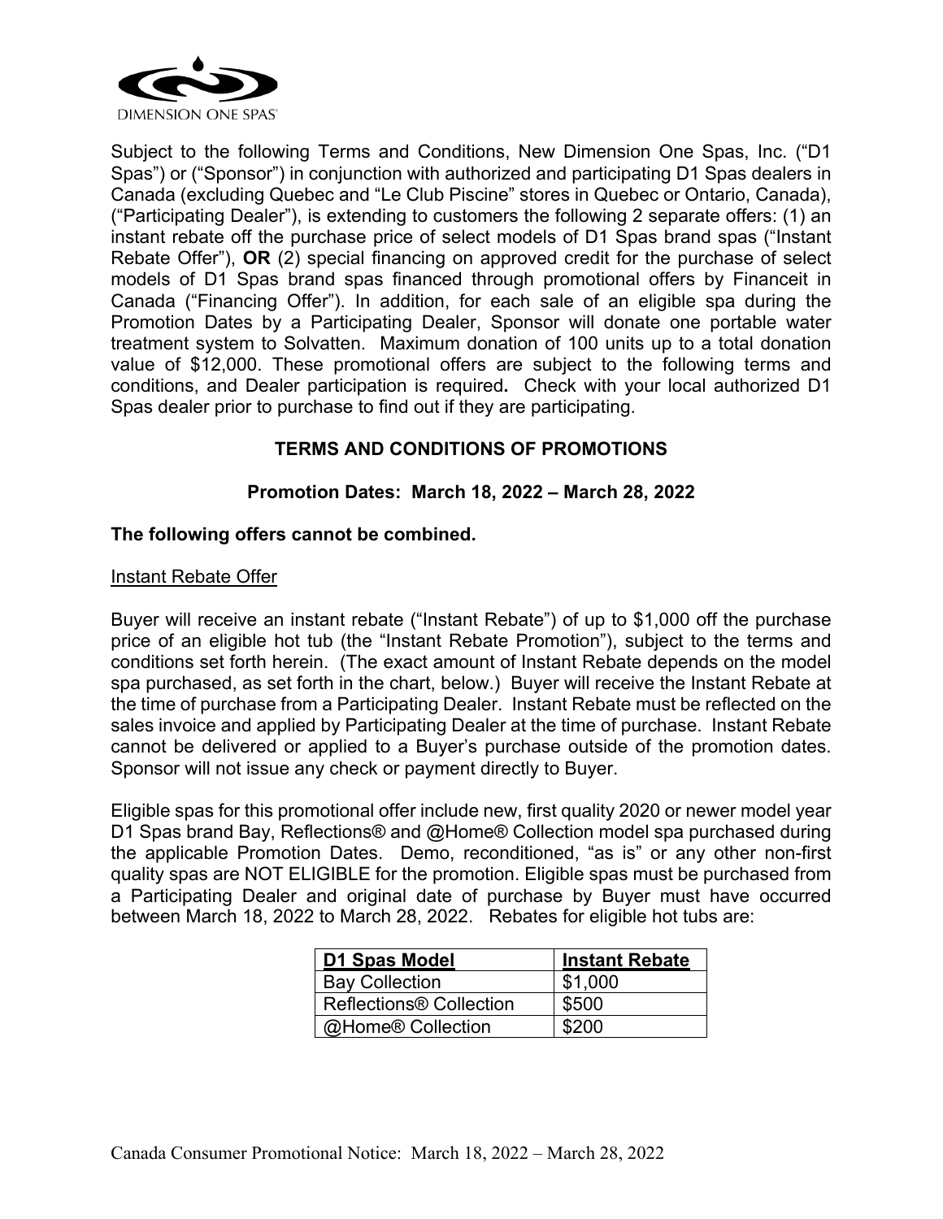DIMENSION ONE SPAS®

Subject to the following Terms and Conditions, New Dimension One Spas, Inc. ("D1 Spas") or ("Sponsor") in conjunction with authorized and participating D1 Spas dealers in Canada (excluding Quebec and "Le Club Piscine" stores in Quebec or Ontario, Canada), ("Participating Dealer"), is extending to customers the following 2 separate offers: (1) an instant rebate off the purchase price of select models of D1 Spas brand spas ("Instant Rebate Offer"), **OR** (2) special financing on approved credit for the purchase of select models of D1 Spas brand spas financed through promotional offers by Financeit in Canada ("Financing Offer"). In addition, for each sale of an eligible spa during the Promotion Dates by a Participating Dealer, Sponsor will donate one portable water treatment system to Solvatten. Maximum donation of 100 units up to a total donation value of $12,000. These promotional offers are subject to the following terms and conditions, and Dealer participation is required**.** Check with your local authorized D1 Spas dealer prior to purchase to find out if they are participating.

## TERMS AND CONDITIONS OF PROMOTIONS

### Promotion Dates: March 18, 2022 – March 28, 2022

**The following offers cannot be combined.**

<u>Instant Rebate Offer</u>

Buyer will receive an instant rebate ("Instant Rebate") of up to $1,000 off the purchase price of an eligible hot tub (the "Instant Rebate Promotion"), subject to the terms and conditions set forth herein. (The exact amount of Instant Rebate depends on the model spa purchased, as set forth in the chart, below.) Buyer will receive the Instant Rebate at the time of purchase from a Participating Dealer. Instant Rebate must be reflected on the sales invoice and applied by Participating Dealer at the time of purchase. Instant Rebate cannot be delivered or applied to a Buyer's purchase outside of the promotion dates. Sponsor will not issue any check or payment directly to Buyer.

Eligible spas for this promotional offer include new, first quality 2020 or newer model year D1 Spas brand Bay, Reflections® and @Home® Collection model spa purchased during the applicable Promotion Dates. Demo, reconditioned, "as is" or any other non-first quality spas are NOT ELIGIBLE for the promotion. Eligible spas must be purchased from a Participating Dealer and original date of purchase by Buyer must have occurred between March 18, 2022 to March 28, 2022. Rebates for eligible hot tubs are:

| D1 Spas Model | Instant Rebate |
|---|---|
| Bay Collection | $1,000 |
| Reflections® Collection | $500 |
| @Home® Collection | $200 |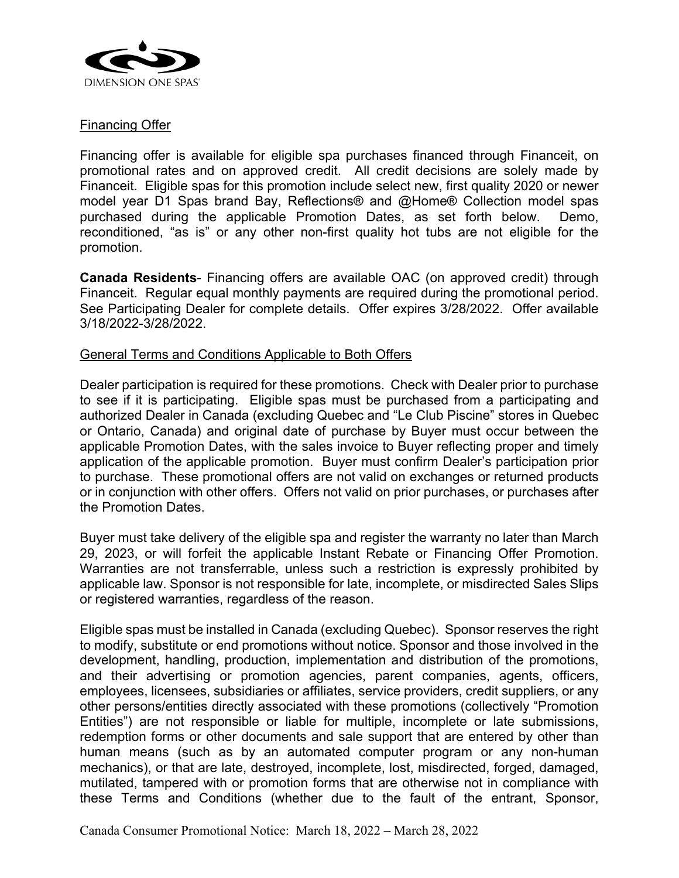Financing Offer

Financing offer is available for eligible spa purchases financed through Financeit, on promotional rates and on approved credit. All credit decisions are solely made by Financeit. Eligible spas for this promotion include select new, first quality 2020 or newer model year D1 Spas brand Bay, Reflections® and @Home® Collection model spas purchased during the applicable Promotion Dates, as set forth below. Demo, reconditioned, "as is" or any other non-first quality hot tubs are not eligible for the promotion.

**Canada Residents**- Financing offers are available OAC (on approved credit) through Financeit. Regular equal monthly payments are required during the promotional period. See Participating Dealer for complete details. Offer expires 3/28/2022. Offer available 3/18/2022-3/28/2022.

General Terms and Conditions Applicable to Both Offers

Dealer participation is required for these promotions. Check with Dealer prior to purchase to see if it is participating. Eligible spas must be purchased from a participating and authorized Dealer in Canada (excluding Quebec and "Le Club Piscine" stores in Quebec or Ontario, Canada) and original date of purchase by Buyer must occur between the applicable Promotion Dates, with the sales invoice to Buyer reflecting proper and timely application of the applicable promotion. Buyer must confirm Dealer's participation prior to purchase. These promotional offers are not valid on exchanges or returned products or in conjunction with other offers. Offers not valid on prior purchases, or purchases after the Promotion Dates.

Buyer must take delivery of the eligible spa and register the warranty no later than March 29, 2023, or will forfeit the applicable Instant Rebate or Financing Offer Promotion. Warranties are not transferrable, unless such a restriction is expressly prohibited by applicable law. Sponsor is not responsible for late, incomplete, or misdirected Sales Slips or registered warranties, regardless of the reason.

Eligible spas must be installed in Canada (excluding Quebec). Sponsor reserves the right to modify, substitute or end promotions without notice. Sponsor and those involved in the development, handling, production, implementation and distribution of the promotions, and their advertising or promotion agencies, parent companies, agents, officers, employees, licensees, subsidiaries or affiliates, service providers, credit suppliers, or any other persons/entities directly associated with these promotions (collectively "Promotion Entities") are not responsible or liable for multiple, incomplete or late submissions, redemption forms or other documents and sale support that are entered by other than human means (such as by an automated computer program or any non-human mechanics), or that are late, destroyed, incomplete, lost, misdirected, forged, damaged, mutilated, tampered with or promotion forms that are otherwise not in compliance with these Terms and Conditions (whether due to the fault of the entrant, Sponsor,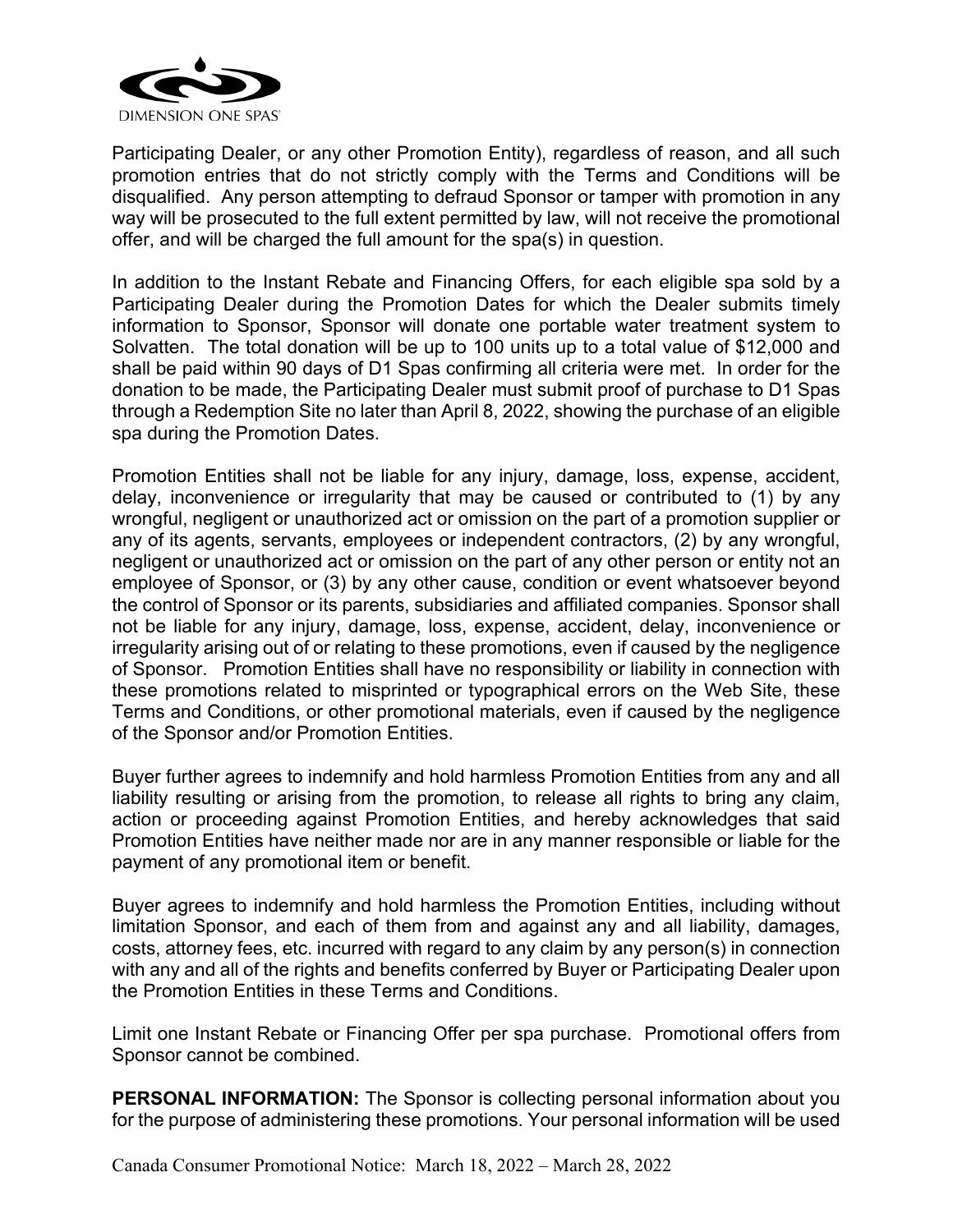Participating Dealer, or any other Promotion Entity), regardless of reason, and all such promotion entries that do not strictly comply with the Terms and Conditions will be disqualified. Any person attempting to defraud Sponsor or tamper with promotion in any way will be prosecuted to the full extent permitted by law, will not receive the promotional offer, and will be charged the full amount for the spa(s) in question.

In addition to the Instant Rebate and Financing Offers, for each eligible spa sold by a Participating Dealer during the Promotion Dates for which the Dealer submits timely information to Sponsor, Sponsor will donate one portable water treatment system to Solvatten. The total donation will be up to 100 units up to a total value of $12,000 and shall be paid within 90 days of D1 Spas confirming all criteria were met. In order for the donation to be made, the Participating Dealer must submit proof of purchase to D1 Spas through a Redemption Site no later than April 8, 2022, showing the purchase of an eligible spa during the Promotion Dates.

Promotion Entities shall not be liable for any injury, damage, loss, expense, accident, delay, inconvenience or irregularity that may be caused or contributed to (1) by any wrongful, negligent or unauthorized act or omission on the part of a promotion supplier or any of its agents, servants, employees or independent contractors, (2) by any wrongful, negligent or unauthorized act or omission on the part of any other person or entity not an employee of Sponsor, or (3) by any other cause, condition or event whatsoever beyond the control of Sponsor or its parents, subsidiaries and affiliated companies. Sponsor shall not be liable for any injury, damage, loss, expense, accident, delay, inconvenience or irregularity arising out of or relating to these promotions, even if caused by the negligence of Sponsor. Promotion Entities shall have no responsibility or liability in connection with these promotions related to misprinted or typographical errors on the Web Site, these Terms and Conditions, or other promotional materials, even if caused by the negligence of the Sponsor and/or Promotion Entities.

Buyer further agrees to indemnify and hold harmless Promotion Entities from any and all liability resulting or arising from the promotion, to release all rights to bring any claim, action or proceeding against Promotion Entities, and hereby acknowledges that said Promotion Entities have neither made nor are in any manner responsible or liable for the payment of any promotional item or benefit.

Buyer agrees to indemnify and hold harmless the Promotion Entities, including without limitation Sponsor, and each of them from and against any and all liability, damages, costs, attorney fees, etc. incurred with regard to any claim by any person(s) in connection with any and all of the rights and benefits conferred by Buyer or Participating Dealer upon the Promotion Entities in these Terms and Conditions.

Limit one Instant Rebate or Financing Offer per spa purchase. Promotional offers from Sponsor cannot be combined.

**PERSONAL INFORMATION:** The Sponsor is collecting personal information about you for the purpose of administering these promotions. Your personal information will be used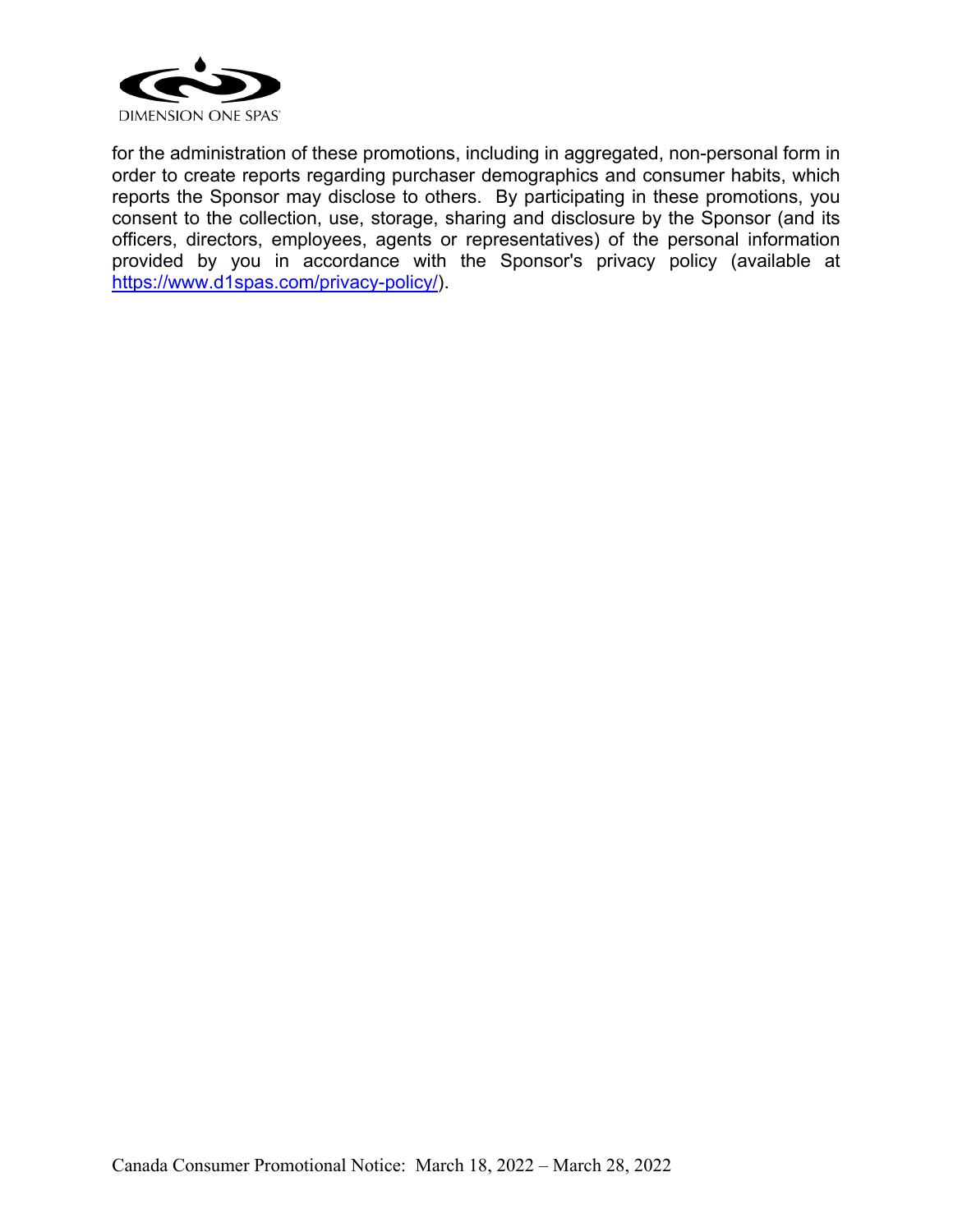for the administration of these promotions, including in aggregated, non-personal form in order to create reports regarding purchaser demographics and consumer habits, which reports the Sponsor may disclose to others. By participating in these promotions, you consent to the collection, use, storage, sharing and disclosure by the Sponsor (and its officers, directors, employees, agents or representatives) of the personal information provided by you in accordance with the Sponsor's privacy policy (available at [https://www.d1spas.com/privacy-policy/](https://www.d1spas.com/privacy-policy/)).